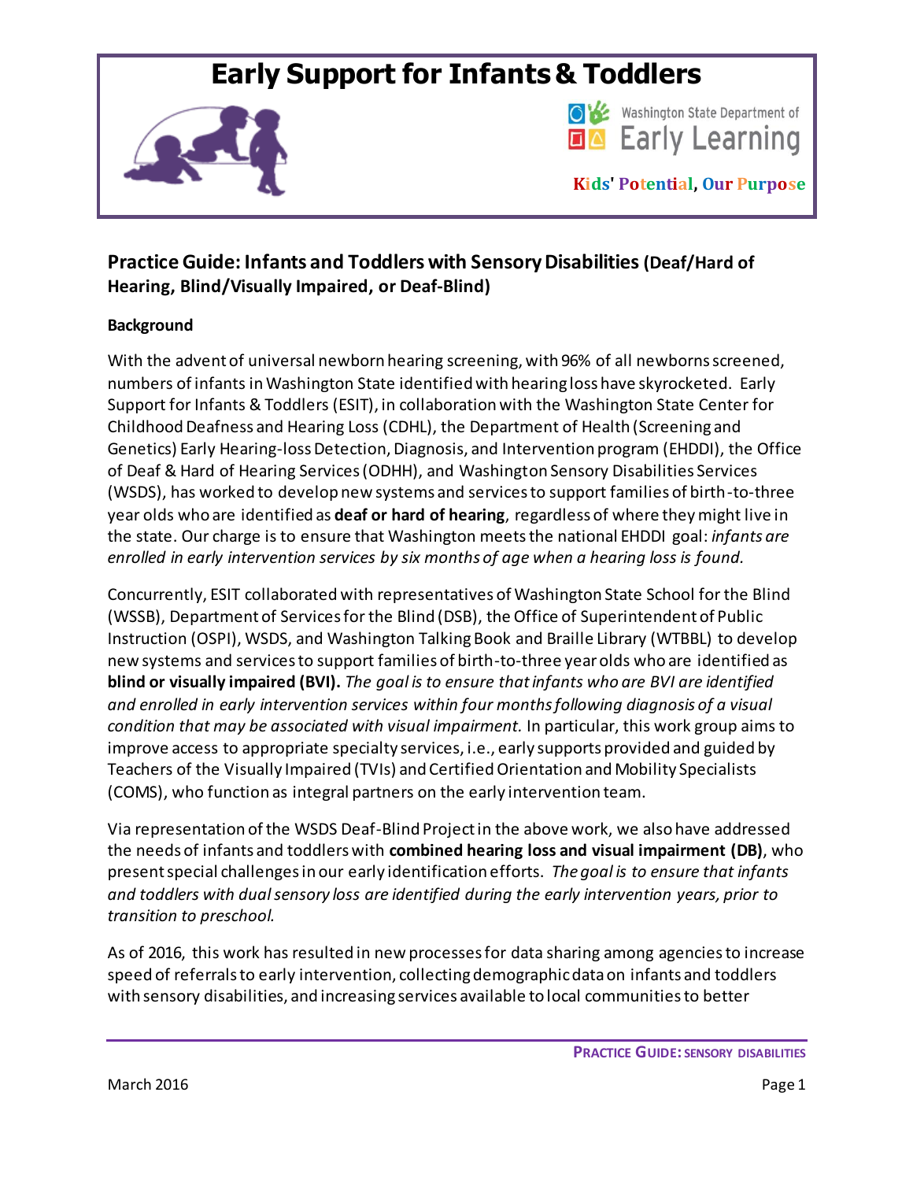# Early Support for Infants & Toddlers

Washington State Department of Early Learning

Kids' Potential, Our Purpose

## Practice Guide: Infants and Toddlers with Sensory Disabilities (Deaf/Hard of Hearing, Blind/Visually Impaired, or Deaf-Blind)

### Background

With the advent of universal newborn hearing screening, with 96% of all newborns screened, numbers of infants in Washington State identified with hearing loss have skyrocketed. Early Support for Infants & Toddlers (ESIT), in collaboration with the Washington State Center for Childhood Deafness and Hearing Loss (CDHL), the Department of Health (Screening and Genetics) Early Hearing-loss Detection, Diagnosis, and Intervention program (EHDDI), the Office of Deaf & Hard of Hearing Services (ODHH), and Washington Sensory Disabilities Services (WSDS), has worked to develop new systems and services to support families of birth-to-three year olds who are identified as **deaf or hard of hearing**, regardless of where they might live in the state. Our charge is to ensure that Washington meets the national EHDDI goal: *infants are enrolled in early intervention services by six months of age when a hearing loss is found.*

Concurrently, ESIT collaborated with representatives of Washington State School for the Blind (WSSB), Department of Services for the Blind (DSB), the Office of Superintendent of Public Instruction (OSPI), WSDS, and Washington Talking Book and Braille Library (WTBBL) to develop new systems and services to support families of birth-to-three year olds who are identified as **blind or visually impaired (BVI).** *The goal is to ensure that infants who are BVI are identified and enrolled in early intervention services within four months following diagnosis of a visual condition that may be associated with visual impairment.* In particular, this work group aims to improve access to appropriate specialty services, i.e., early supports provided and guided by Teachers of the Visually Impaired (TVIs) and Certified Orientation and Mobility Specialists (COMS), who function as integral partners on the early intervention team.

Via representation of the WSDS Deaf-Blind Project in the above work, we also have addressed the needs of infants and toddlers with **combined hearing loss and visual impairment (DB)**, who present special challenges in our early identification efforts. *The goal is to ensure that infants and toddlers with dual sensory loss are identified during the early intervention years, prior to transition to preschool.*

As of 2016, this work has resulted in new processes for data sharing among agencies to increase speed of referrals to early intervention, collecting demographic data on infants and toddlers with sensory disabilities, and increasing services available to local communities to better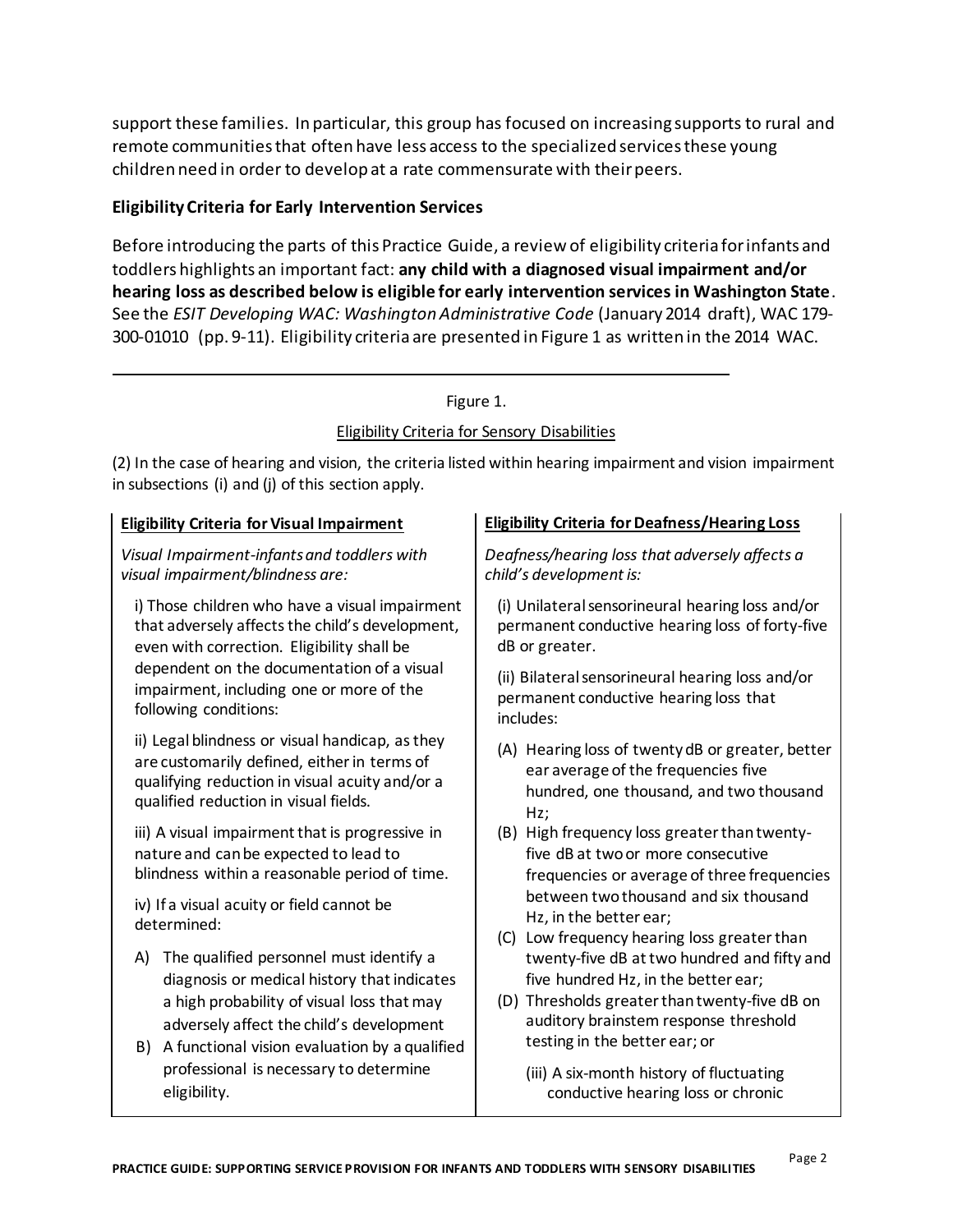support these families. In particular, this group has focused on increasing supports to rural and remote communities that often have less access to the specialized services these young children need in order to develop at a rate commensurate with their peers.

**Eligibility Criteria for Early Intervention Services**

Before introducing the parts of this Practice Guide, a review of eligibility criteria for infants and toddlers highlights an important fact: **any child with a diagnosed visual impairment and/or hearing loss as described below is eligible for early intervention services in Washington State**. See the *ESIT Developing WAC: Washington Administrative Code* (January 2014 draft), WAC 179-300-01010 (pp. 9-11). Eligibility criteria are presented in Figure 1 as written in the 2014 WAC.

---

Figure 1.

Eligibility Criteria for Sensory Disabilities

(2) In the case of hearing and vision, the criteria listed within hearing impairment and vision impairment in subsections (i) and (j) of this section apply.

**Eligibility Criteria for Visual Impairment**

*Visual Impairment-infants and toddlers with visual impairment/blindness are:*

i) Those children who have a visual impairment that adversely affects the child's development, even with correction. Eligibility shall be dependent on the documentation of a visual impairment, including one or more of the following conditions:

ii) Legal blindness or visual handicap, as they are customarily defined, either in terms of qualifying reduction in visual acuity and/or a qualified reduction in visual fields.

iii) A visual impairment that is progressive in nature and can be expected to lead to blindness within a reasonable period of time.

iv) If a visual acuity or field cannot be determined:

A) The qualified personnel must identify a diagnosis or medical history that indicates a high probability of visual loss that may adversely affect the child's development

B) A functional vision evaluation by a qualified professional is necessary to determine eligibility.

**Eligibility Criteria for Deafness/Hearing Loss**

*Deafness/hearing loss that adversely affects a child's development is:*

(i) Unilateral sensorineural hearing loss and/or permanent conductive hearing loss of forty-five dB or greater.

(ii) Bilateral sensorineural hearing loss and/or permanent conductive hearing loss that includes:

(A) Hearing loss of twenty dB or greater, better ear average of the frequencies five hundred, one thousand, and two thousand Hz;

(B) High frequency loss greater than twenty-five dB at two or more consecutive frequencies or average of three frequencies between two thousand and six thousand Hz, in the better ear;

(C) Low frequency hearing loss greater than twenty-five dB at two hundred and fifty and five hundred Hz, in the better ear;

(D) Thresholds greater than twenty-five dB on auditory brainstem response threshold testing in the better ear; or

(iii) A six-month history of fluctuating conductive hearing loss or chronic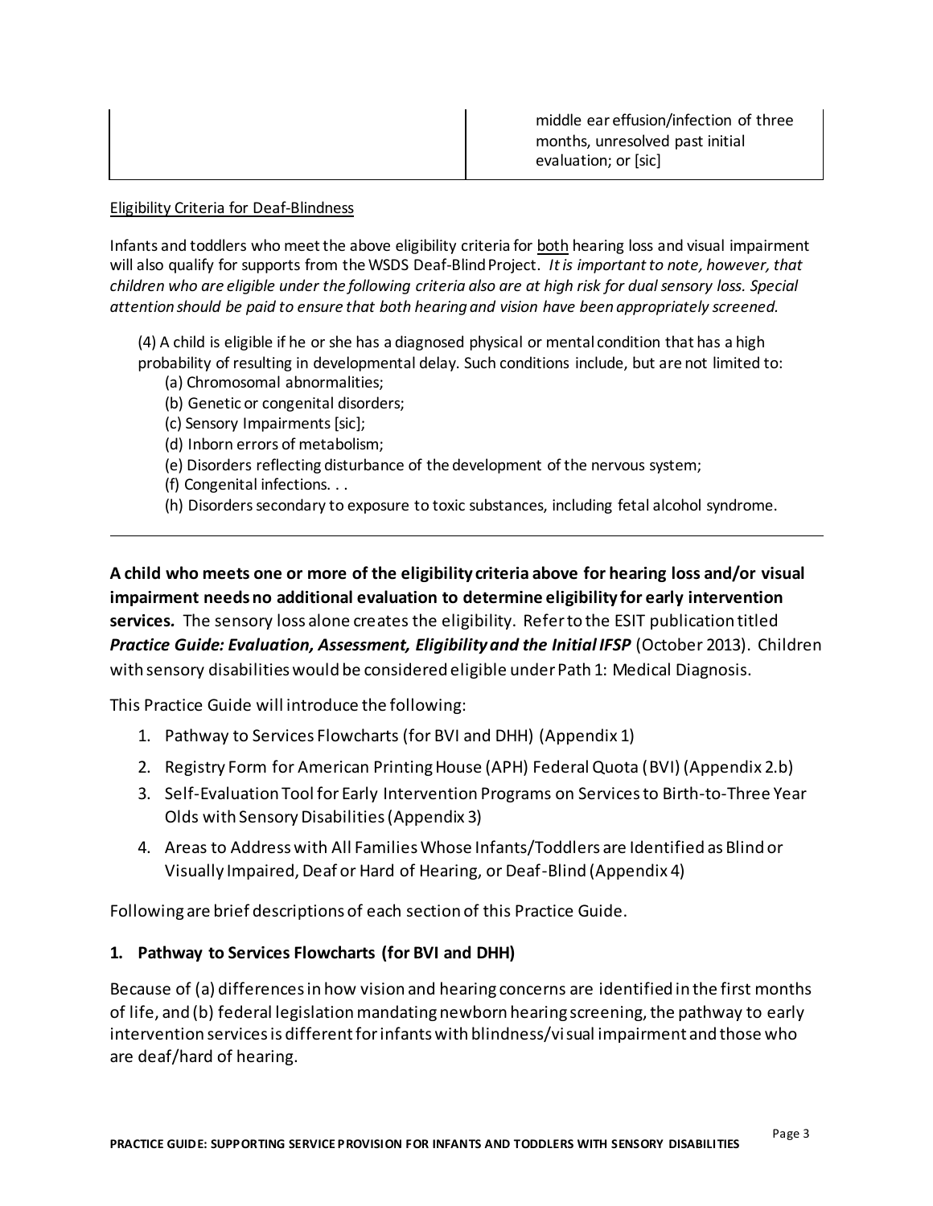| | middle ear effusion/infection of three months, unresolved past initial evaluation; or [sic] |
|---|---|

Eligibility Criteria for Deaf-Blindness

Infants and toddlers who meet the above eligibility criteria for both hearing loss and visual impairment will also qualify for supports from the WSDS Deaf-Blind Project. *It is important to note, however, that children who are eligible under the following criteria also are at high risk for dual sensory loss. Special attention should be paid to ensure that both hearing and vision have been appropriately screened.*

> (4) A child is eligible if he or she has a diagnosed physical or mental condition that has a high probability of resulting in developmental delay. Such conditions include, but are not limited to:
> (a) Chromosomal abnormalities;
> (b) Genetic or congenital disorders;
> (c) Sensory Impairments [sic];
> (d) Inborn errors of metabolism;
> (e) Disorders reflecting disturbance of the development of the nervous system;
> (f) Congenital infections. . .
> (h) Disorders secondary to exposure to toxic substances, including fetal alcohol syndrome.

---

**A child who meets one or more of the eligibility criteria above for hearing loss and/or visual impairment needs no additional evaluation to determine eligibility for early intervention services.** The sensory loss alone creates the eligibility. Refer to the ESIT publication titled ***Practice Guide: Evaluation, Assessment, Eligibility and the Initial IFSP*** (October 2013). Children with sensory disabilities would be considered eligible under Path 1: Medical Diagnosis.

This Practice Guide will introduce the following:

1. Pathway to Services Flowcharts (for BVI and DHH) (Appendix 1)
2. Registry Form for American Printing House (APH) Federal Quota (BVI) (Appendix 2.b)
3. Self-Evaluation Tool for Early Intervention Programs on Services to Birth-to-Three Year Olds with Sensory Disabilities (Appendix 3)
4. Areas to Address with All Families Whose Infants/Toddlers are Identified as Blind or Visually Impaired, Deaf or Hard of Hearing, or Deaf-Blind (Appendix 4)

Following are brief descriptions of each section of this Practice Guide.

### 1. Pathway to Services Flowcharts (for BVI and DHH)

Because of (a) differences in how vision and hearing concerns are identified in the first months of life, and (b) federal legislation mandating newborn hearing screening, the pathway to early intervention services is different for infants with blindness/visual impairment and those who are deaf/hard of hearing.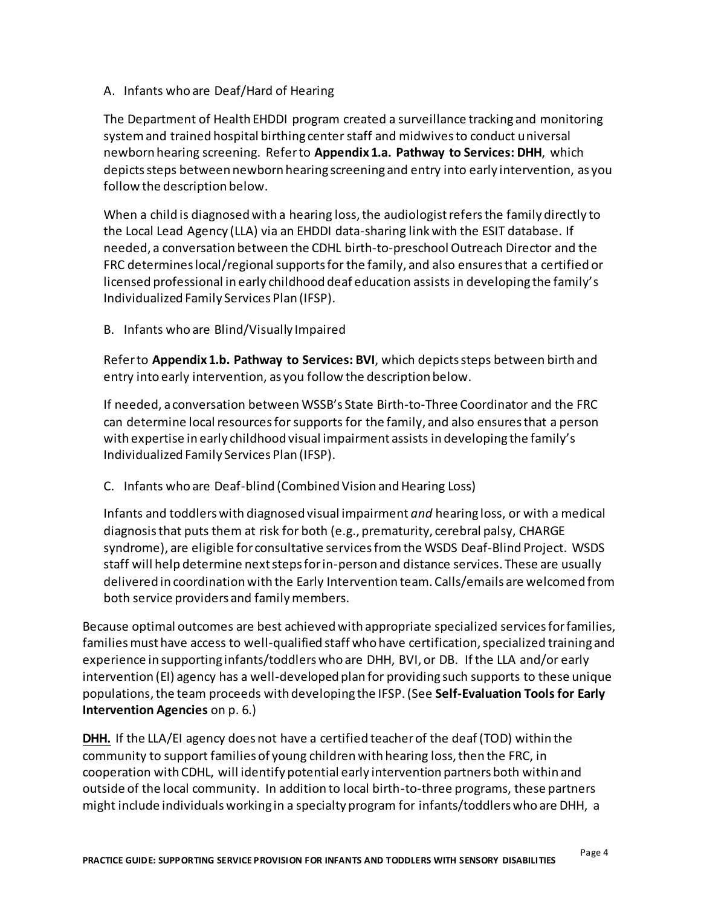A. Infants who are Deaf/Hard of Hearing

The Department of Health EHDDI program created a surveillance tracking and monitoring system and trained hospital birthing center staff and midwives to conduct universal newborn hearing screening. Refer to **Appendix 1.a. Pathway to Services: DHH**, which depicts steps between newborn hearing screening and entry into early intervention, as you follow the description below.

When a child is diagnosed with a hearing loss, the audiologist refers the family directly to the Local Lead Agency (LLA) via an EHDDI data-sharing link with the ESIT database. If needed, a conversation between the CDHL birth-to-preschool Outreach Director and the FRC determines local/regional supports for the family, and also ensures that a certified or licensed professional in early childhood deaf education assists in developing the family's Individualized Family Services Plan (IFSP).

B. Infants who are Blind/Visually Impaired

Refer to **Appendix 1.b. Pathway to Services: BVI**, which depicts steps between birth and entry into early intervention, as you follow the description below.

If needed, a conversation between WSSB's State Birth-to-Three Coordinator and the FRC can determine local resources for supports for the family, and also ensures that a person with expertise in early childhood visual impairment assists in developing the family's Individualized Family Services Plan (IFSP).

C. Infants who are Deaf-blind (Combined Vision and Hearing Loss)

Infants and toddlers with diagnosed visual impairment *and* hearing loss, or with a medical diagnosis that puts them at risk for both (e.g., prematurity, cerebral palsy, CHARGE syndrome), are eligible for consultative services from the WSDS Deaf-Blind Project. WSDS staff will help determine next steps for in-person and distance services. These are usually delivered in coordination with the Early Intervention team. Calls/emails are welcomed from both service providers and family members.

Because optimal outcomes are best achieved with appropriate specialized services for families, families must have access to well-qualified staff who have certification, specialized training and experience in supporting infants/toddlers who are DHH, BVI, or DB. If the LLA and/or early intervention (EI) agency has a well-developed plan for providing such supports to these unique populations, the team proceeds with developing the IFSP. (See **Self-Evaluation Tools for Early Intervention Agencies** on p. 6.)

**DHH.** If the LLA/EI agency does not have a certified teacher of the deaf (TOD) within the community to support families of young children with hearing loss, then the FRC, in cooperation with CDHL, will identify potential early intervention partners both within and outside of the local community. In addition to local birth-to-three programs, these partners might include individuals working in a specialty program for infants/toddlers who are DHH, a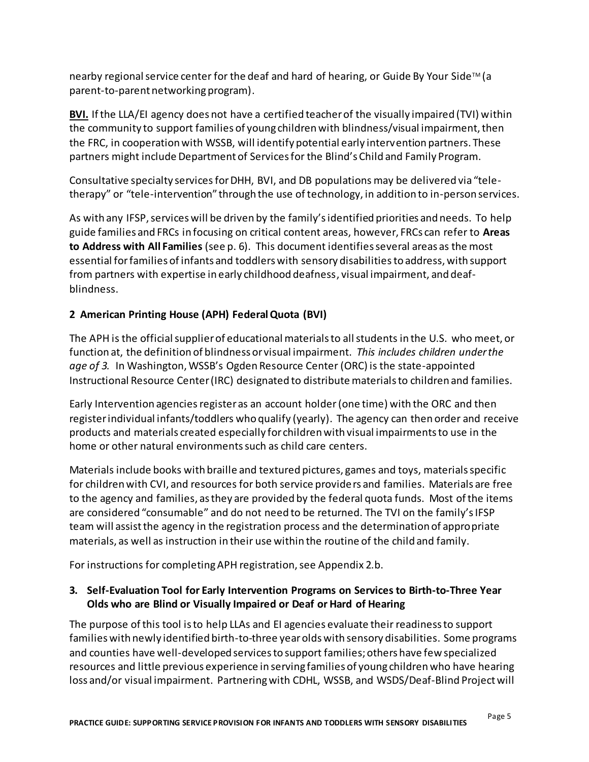nearby regional service center for the deaf and hard of hearing, or Guide By Your Side™ (a parent-to-parent networking program).

**BVI.** If the LLA/EI agency does not have a certified teacher of the visually impaired (TVI) within the community to support families of young children with blindness/visual impairment, then the FRC, in cooperation with WSSB, will identify potential early intervention partners. These partners might include Department of Services for the Blind's Child and Family Program.

Consultative specialty services for DHH, BVI, and DB populations may be delivered via "tele-therapy" or "tele-intervention" through the use of technology, in addition to in-person services.

As with any IFSP, services will be driven by the family's identified priorities and needs. To help guide families and FRCs in focusing on critical content areas, however, FRCs can refer to **Areas to Address with All Families** (see p. 6). This document identifies several areas as the most essential for families of infants and toddlers with sensory disabilities to address, with support from partners with expertise in early childhood deafness, visual impairment, and deaf-blindness.

### 2 American Printing House (APH) Federal Quota (BVI)

The APH is the official supplier of educational materials to all students in the U.S. who meet, or function at, the definition of blindness or visual impairment. *This includes children under the age of 3.* In Washington, WSSB's Ogden Resource Center (ORC) is the state-appointed Instructional Resource Center (IRC) designated to distribute materials to children and families.

Early Intervention agencies register as an account holder (one time) with the ORC and then register individual infants/toddlers who qualify (yearly). The agency can then order and receive products and materials created especially for children with visual impairments to use in the home or other natural environments such as child care centers.

Materials include books with braille and textured pictures, games and toys, materials specific for children with CVI, and resources for both service providers and families. Materials are free to the agency and families, as they are provided by the federal quota funds. Most of the items are considered "consumable" and do not need to be returned. The TVI on the family's IFSP team will assist the agency in the registration process and the determination of appropriate materials, as well as instruction in their use within the routine of the child and family.

For instructions for completing APH registration, see Appendix 2.b.

### 3. Self-Evaluation Tool for Early Intervention Programs on Services to Birth-to-Three Year Olds who are Blind or Visually Impaired or Deaf or Hard of Hearing

The purpose of this tool is to help LLAs and EI agencies evaluate their readiness to support families with newly identified birth-to-three year olds with sensory disabilities. Some programs and counties have well-developed services to support families; others have few specialized resources and little previous experience in serving families of young children who have hearing loss and/or visual impairment. Partnering with CDHL, WSSB, and WSDS/Deaf-Blind Project will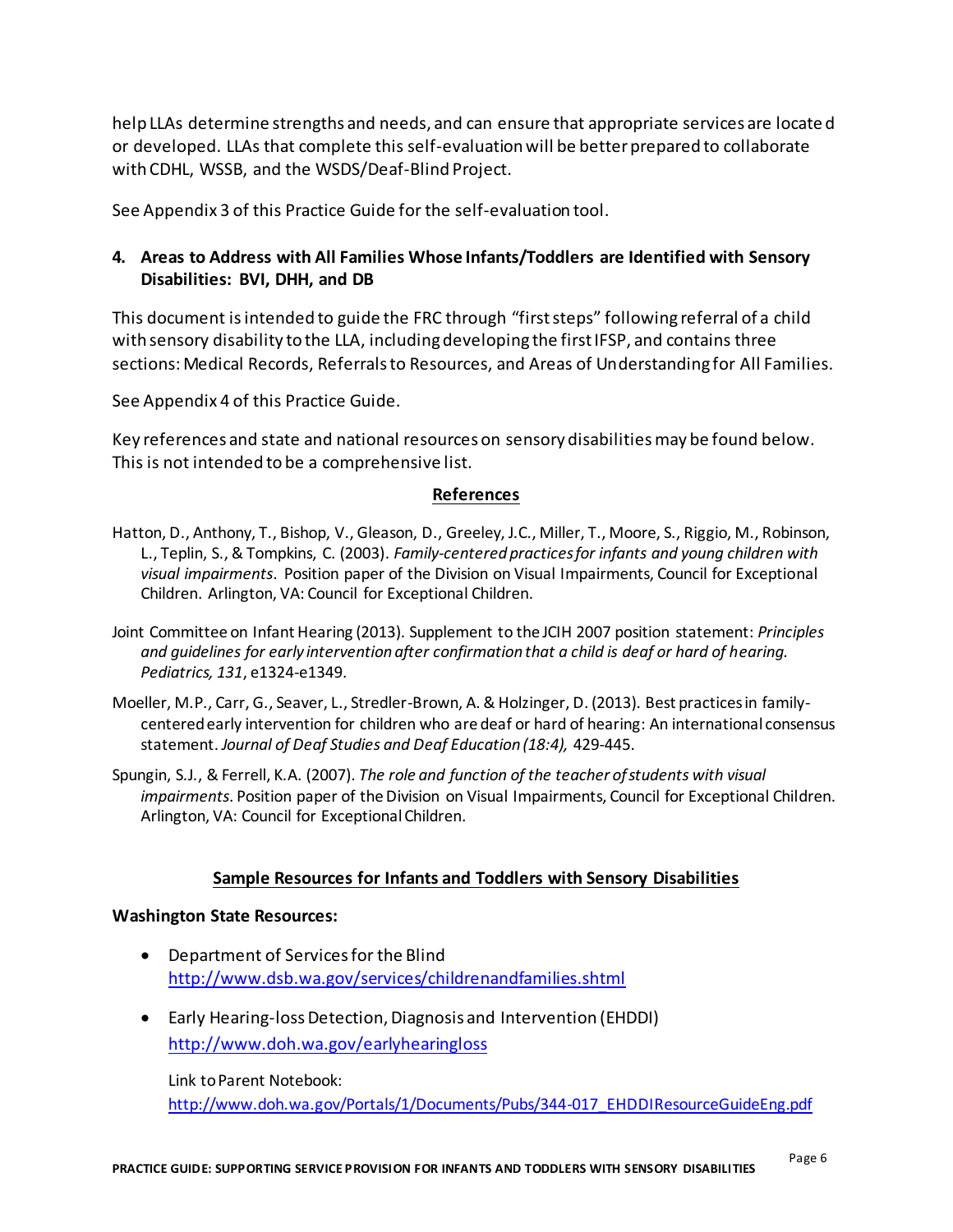help LLAs determine strengths and needs, and can ensure that appropriate services are located or developed. LLAs that complete this self-evaluation will be better prepared to collaborate with CDHL, WSSB, and the WSDS/Deaf-Blind Project.

See Appendix 3 of this Practice Guide for the self-evaluation tool.

**4. Areas to Address with All Families Whose Infants/Toddlers are Identified with Sensory Disabilities: BVI, DHH, and DB**

This document is intended to guide the FRC through "first steps" following referral of a child with sensory disability to the LLA, including developing the first IFSP, and contains three sections: Medical Records, Referrals to Resources, and Areas of Understanding for All Families.

See Appendix 4 of this Practice Guide.

Key references and state and national resources on sensory disabilities may be found below. This is not intended to be a comprehensive list.

## References

Hatton, D., Anthony, T., Bishop, V., Gleason, D., Greeley, J.C., Miller, T., Moore, S., Riggio, M., Robinson, L., Teplin, S., & Tompkins, C. (2003). *Family-centered practices for infants and young children with visual impairments*. Position paper of the Division on Visual Impairments, Council for Exceptional Children. Arlington, VA: Council for Exceptional Children.

Joint Committee on Infant Hearing (2013). Supplement to the JCIH 2007 position statement: *Principles and guidelines for early intervention after confirmation that a child is deaf or hard of hearing. Pediatrics, 131*, e1324-e1349.

Moeller, M.P., Carr, G., Seaver, L., Stredler-Brown, A. & Holzinger, D. (2013). Best practices in family-centered early intervention for children who are deaf or hard of hearing: An international consensus statement. *Journal of Deaf Studies and Deaf Education (18:4),* 429-445.

Spungin, S.J., & Ferrell, K.A. (2007). *The role and function of the teacher of students with visual impairments*. Position paper of the Division on Visual Impairments, Council for Exceptional Children. Arlington, VA: Council for Exceptional Children.

## Sample Resources for Infants and Toddlers with Sensory Disabilities

**Washington State Resources:**

- Department of Services for the Blind
  http://www.dsb.wa.gov/services/childrenandfamilies.shtml

- Early Hearing-loss Detection, Diagnosis and Intervention (EHDDI)
  http://www.doh.wa.gov/earlyhearingloss

  Link to Parent Notebook:
  http://www.doh.wa.gov/Portals/1/Documents/Pubs/344-017_EHDDIResourceGuideEng.pdf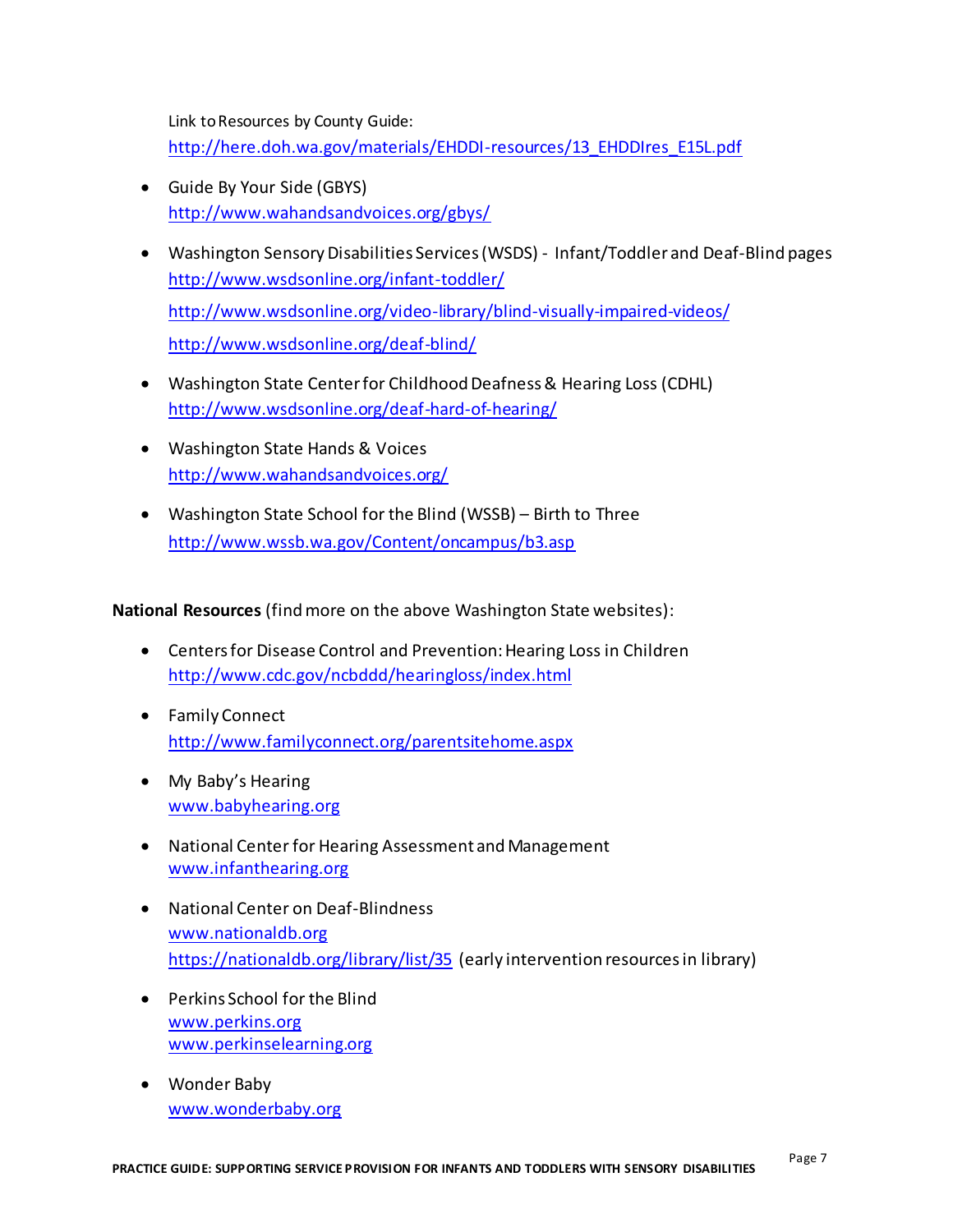Link to Resources by County Guide:
http://here.doh.wa.gov/materials/EHDDI-resources/13_EHDDIres_E15L.pdf

- Guide By Your Side (GBYS)
  http://www.wahandsandvoices.org/gbys/
- Washington Sensory Disabilities Services (WSDS) - Infant/Toddler and Deaf-Blind pages
  http://www.wsdsonline.org/infant-toddler/
  http://www.wsdsonline.org/video-library/blind-visually-impaired-videos/
  http://www.wsdsonline.org/deaf-blind/
- Washington State Center for Childhood Deafness & Hearing Loss (CDHL)
  http://www.wsdsonline.org/deaf-hard-of-hearing/
- Washington State Hands & Voices
  http://www.wahandsandvoices.org/
- Washington State School for the Blind (WSSB) – Birth to Three
  http://www.wssb.wa.gov/Content/oncampus/b3.asp

**National Resources** (find more on the above Washington State websites):

- Centers for Disease Control and Prevention: Hearing Loss in Children
  http://www.cdc.gov/ncbddd/hearingloss/index.html
- Family Connect
  http://www.familyconnect.org/parentsitehome.aspx
- My Baby's Hearing
  www.babyhearing.org
- National Center for Hearing Assessment and Management
  www.infanthearing.org
- National Center on Deaf-Blindness
  www.nationaldb.org
  https://nationaldb.org/library/list/35 (early intervention resources in library)
- Perkins School for the Blind
  www.perkins.org
  www.perkinselearning.org
- Wonder Baby
  www.wonderbaby.org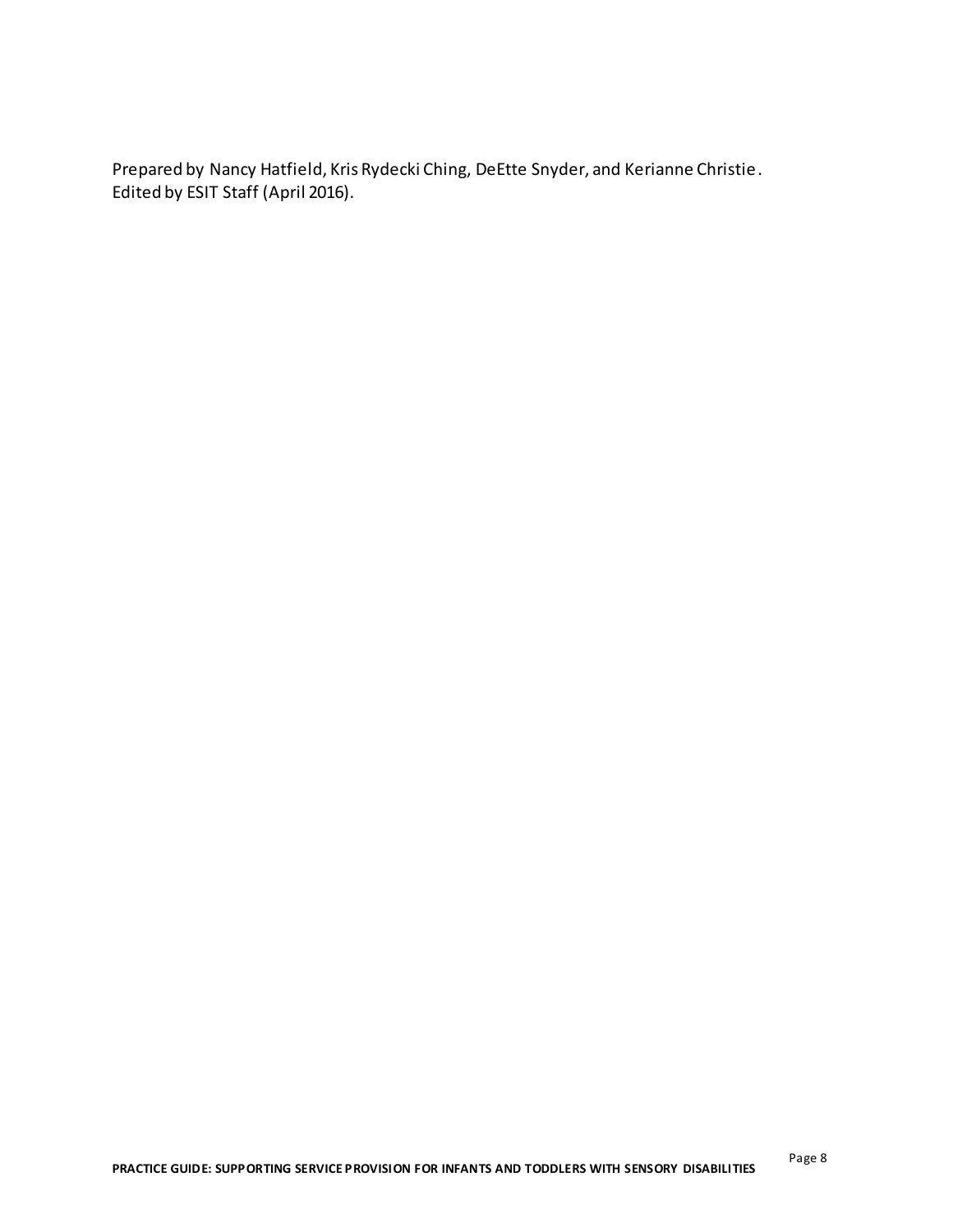Prepared by Nancy Hatfield, Kris Rydecki Ching, DeEtte Snyder, and Kerianne Christie.
Edited by ESIT Staff (April 2016).